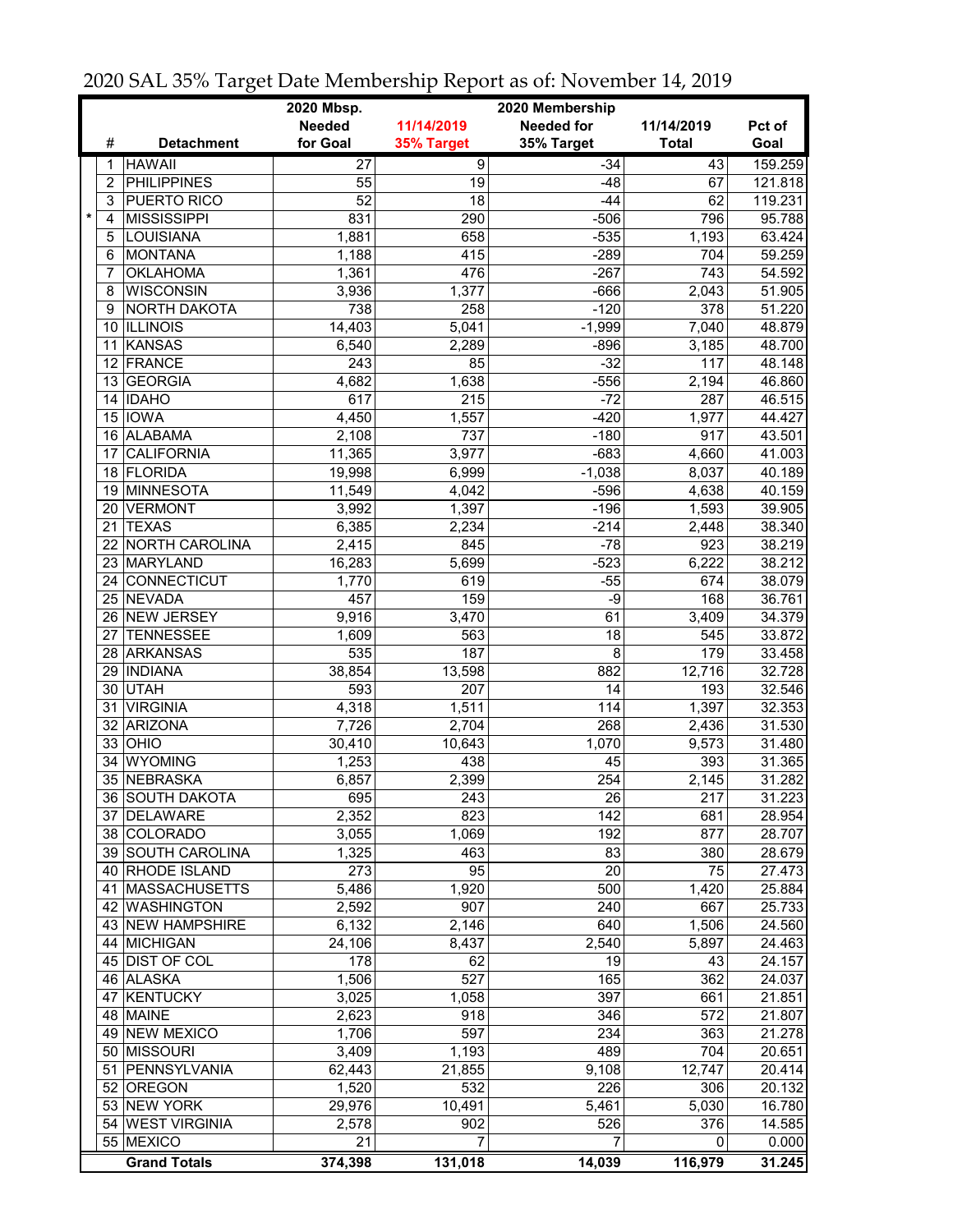# 2020 SAL 35% Target Date Membership Report as of: November 14, 2019

| | # | Detachment | 2020 Mbsp. Needed for Goal | 11/14/2019 35% Target | 2020 Membership Needed for 35% Target | 11/14/2019 Total | Pct of Goal |
|---|---|---|---|---|---|---|---|
| | 1 | HAWAII | 27 | 9 | -34 | 43 | 159.259 |
| | 2 | PHILIPPINES | 55 | 19 | -48 | 67 | 121.818 |
| | 3 | PUERTO RICO | 52 | 18 | -44 | 62 | 119.231 |
| * | 4 | MISSISSIPPI | 831 | 290 | -506 | 796 | 95.788 |
| | 5 | LOUISIANA | 1,881 | 658 | -535 | 1,193 | 63.424 |
| | 6 | MONTANA | 1,188 | 415 | -289 | 704 | 59.259 |
| | 7 | OKLAHOMA | 1,361 | 476 | -267 | 743 | 54.592 |
| | 8 | WISCONSIN | 3,936 | 1,377 | -666 | 2,043 | 51.905 |
| | 9 | NORTH DAKOTA | 738 | 258 | -120 | 378 | 51.220 |
| | 10 | ILLINOIS | 14,403 | 5,041 | -1,999 | 7,040 | 48.879 |
| | 11 | KANSAS | 6,540 | 2,289 | -896 | 3,185 | 48.700 |
| | 12 | FRANCE | 243 | 85 | -32 | 117 | 48.148 |
| | 13 | GEORGIA | 4,682 | 1,638 | -556 | 2,194 | 46.860 |
| | 14 | IDAHO | 617 | 215 | -72 | 287 | 46.515 |
| | 15 | IOWA | 4,450 | 1,557 | -420 | 1,977 | 44.427 |
| | 16 | ALABAMA | 2,108 | 737 | -180 | 917 | 43.501 |
| | 17 | CALIFORNIA | 11,365 | 3,977 | -683 | 4,660 | 41.003 |
| | 18 | FLORIDA | 19,998 | 6,999 | -1,038 | 8,037 | 40.189 |
| | 19 | MINNESOTA | 11,549 | 4,042 | -596 | 4,638 | 40.159 |
| | 20 | VERMONT | 3,992 | 1,397 | -196 | 1,593 | 39.905 |
| | 21 | TEXAS | 6,385 | 2,234 | -214 | 2,448 | 38.340 |
| | 22 | NORTH CAROLINA | 2,415 | 845 | -78 | 923 | 38.219 |
| | 23 | MARYLAND | 16,283 | 5,699 | -523 | 6,222 | 38.212 |
| | 24 | CONNECTICUT | 1,770 | 619 | -55 | 674 | 38.079 |
| | 25 | NEVADA | 457 | 159 | -9 | 168 | 36.761 |
| | 26 | NEW JERSEY | 9,916 | 3,470 | 61 | 3,409 | 34.379 |
| | 27 | TENNESSEE | 1,609 | 563 | 18 | 545 | 33.872 |
| | 28 | ARKANSAS | 535 | 187 | 8 | 179 | 33.458 |
| | 29 | INDIANA | 38,854 | 13,598 | 882 | 12,716 | 32.728 |
| | 30 | UTAH | 593 | 207 | 14 | 193 | 32.546 |
| | 31 | VIRGINIA | 4,318 | 1,511 | 114 | 1,397 | 32.353 |
| | 32 | ARIZONA | 7,726 | 2,704 | 268 | 2,436 | 31.530 |
| | 33 | OHIO | 30,410 | 10,643 | 1,070 | 9,573 | 31.480 |
| | 34 | WYOMING | 1,253 | 438 | 45 | 393 | 31.365 |
| | 35 | NEBRASKA | 6,857 | 2,399 | 254 | 2,145 | 31.282 |
| | 36 | SOUTH DAKOTA | 695 | 243 | 26 | 217 | 31.223 |
| | 37 | DELAWARE | 2,352 | 823 | 142 | 681 | 28.954 |
| | 38 | COLORADO | 3,055 | 1,069 | 192 | 877 | 28.707 |
| | 39 | SOUTH CAROLINA | 1,325 | 463 | 83 | 380 | 28.679 |
| | 40 | RHODE ISLAND | 273 | 95 | 20 | 75 | 27.473 |
| | 41 | MASSACHUSETTS | 5,486 | 1,920 | 500 | 1,420 | 25.884 |
| | 42 | WASHINGTON | 2,592 | 907 | 240 | 667 | 25.733 |
| | 43 | NEW HAMPSHIRE | 6,132 | 2,146 | 640 | 1,506 | 24.560 |
| | 44 | MICHIGAN | 24,106 | 8,437 | 2,540 | 5,897 | 24.463 |
| | 45 | DIST OF COL | 178 | 62 | 19 | 43 | 24.157 |
| | 46 | ALASKA | 1,506 | 527 | 165 | 362 | 24.037 |
| | 47 | KENTUCKY | 3,025 | 1,058 | 397 | 661 | 21.851 |
| | 48 | MAINE | 2,623 | 918 | 346 | 572 | 21.807 |
| | 49 | NEW MEXICO | 1,706 | 597 | 234 | 363 | 21.278 |
| | 50 | MISSOURI | 3,409 | 1,193 | 489 | 704 | 20.651 |
| | 51 | PENNSYLVANIA | 62,443 | 21,855 | 9,108 | 12,747 | 20.414 |
| | 52 | OREGON | 1,520 | 532 | 226 | 306 | 20.132 |
| | 53 | NEW YORK | 29,976 | 10,491 | 5,461 | 5,030 | 16.780 |
| | 54 | WEST VIRGINIA | 2,578 | 902 | 526 | 376 | 14.585 |
| | 55 | MEXICO | 21 | 7 | 7 | 0 | 0.000 |
| | | **Grand Totals** | **374,398** | **131,018** | **14,039** | **116,979** | **31.245** |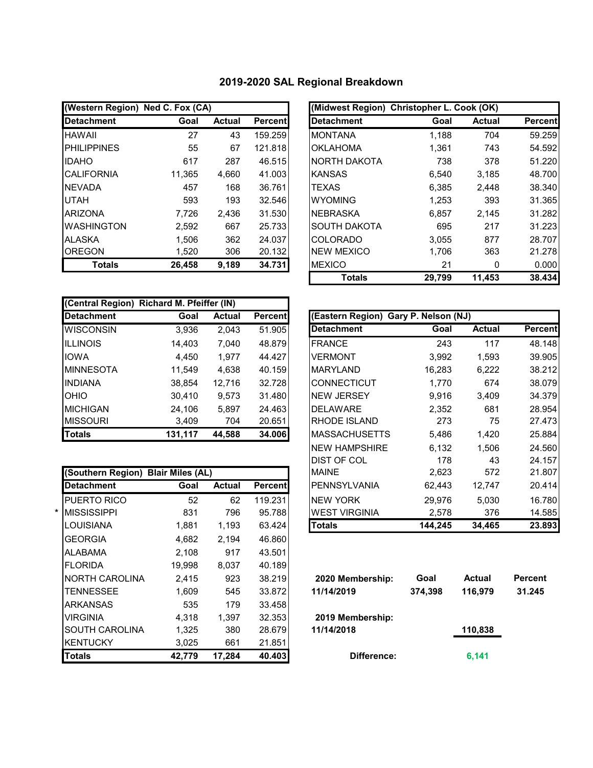# 2019-2020 SAL Regional Breakdown

| (Western Region) Ned C. Fox (CA) | | | |
|---|---|---|---|
| **Detachment** | **Goal** | **Actual** | **Percent** |
| HAWAII | 27 | 43 | 159.259 |
| PHILIPPINES | 55 | 67 | 121.818 |
| IDAHO | 617 | 287 | 46.515 |
| CALIFORNIA | 11,365 | 4,660 | 41.003 |
| NEVADA | 457 | 168 | 36.761 |
| UTAH | 593 | 193 | 32.546 |
| ARIZONA | 7,726 | 2,436 | 31.530 |
| WASHINGTON | 2,592 | 667 | 25.733 |
| ALASKA | 1,506 | 362 | 24.037 |
| OREGON | 1,520 | 306 | 20.132 |
| **Totals** | **26,458** | **9,189** | **34.731** |

| (Midwest Region) Christopher L. Cook (OK) | | | |
|---|---|---|---|
| **Detachment** | **Goal** | **Actual** | **Percent** |
| MONTANA | 1,188 | 704 | 59.259 |
| OKLAHOMA | 1,361 | 743 | 54.592 |
| NORTH DAKOTA | 738 | 378 | 51.220 |
| KANSAS | 6,540 | 3,185 | 48.700 |
| TEXAS | 6,385 | 2,448 | 38.340 |
| WYOMING | 1,253 | 393 | 31.365 |
| NEBRASKA | 6,857 | 2,145 | 31.282 |
| SOUTH DAKOTA | 695 | 217 | 31.223 |
| COLORADO | 3,055 | 877 | 28.707 |
| NEW MEXICO | 1,706 | 363 | 21.278 |
| MEXICO | 21 | 0 | 0.000 |
| **Totals** | **29,799** | **11,453** | **38.434** |

| (Central Region) Richard M. Pfeiffer (IN) | | | |
|---|---|---|---|
| **Detachment** | **Goal** | **Actual** | **Percent** |
| WISCONSIN | 3,936 | 2,043 | 51.905 |
| ILLINOIS | 14,403 | 7,040 | 48.879 |
| IOWA | 4,450 | 1,977 | 44.427 |
| MINNESOTA | 11,549 | 4,638 | 40.159 |
| INDIANA | 38,854 | 12,716 | 32.728 |
| OHIO | 30,410 | 9,573 | 31.480 |
| MICHIGAN | 24,106 | 5,897 | 24.463 |
| MISSOURI | 3,409 | 704 | 20.651 |
| **Totals** | **131,117** | **44,588** | **34.006** |

| (Eastern Region) Gary P. Nelson (NJ) | | | |
|---|---|---|---|
| **Detachment** | **Goal** | **Actual** | **Percent** |
| FRANCE | 243 | 117 | 48.148 |
| VERMONT | 3,992 | 1,593 | 39.905 |
| MARYLAND | 16,283 | 6,222 | 38.212 |
| CONNECTICUT | 1,770 | 674 | 38.079 |
| NEW JERSEY | 9,916 | 3,409 | 34.379 |
| DELAWARE | 2,352 | 681 | 28.954 |
| RHODE ISLAND | 273 | 75 | 27.473 |
| MASSACHUSETTS | 5,486 | 1,420 | 25.884 |
| NEW HAMPSHIRE | 6,132 | 1,506 | 24.560 |
| DIST OF COL | 178 | 43 | 24.157 |
| MAINE | 2,623 | 572 | 21.807 |
| PENNSYLVANIA | 62,443 | 12,747 | 20.414 |
| NEW YORK | 29,976 | 5,030 | 16.780 |
| WEST VIRGINIA | 2,578 | 376 | 14.585 |
| **Totals** | **144,245** | **34,465** | **23.893** |

| (Southern Region) Blair Miles (AL) | | | |
|---|---|---|---|
| **Detachment** | **Goal** | **Actual** | **Percent** |
| PUERTO RICO | 52 | 62 | 119.231 |
| * MISSISSIPPI | 831 | 796 | 95.788 |
| LOUISIANA | 1,881 | 1,193 | 63.424 |
| GEORGIA | 4,682 | 2,194 | 46.860 |
| ALABAMA | 2,108 | 917 | 43.501 |
| FLORIDA | 19,998 | 8,037 | 40.189 |
| NORTH CAROLINA | 2,415 | 923 | 38.219 |
| TENNESSEE | 1,609 | 545 | 33.872 |
| ARKANSAS | 535 | 179 | 33.458 |
| VIRGINIA | 4,318 | 1,397 | 32.353 |
| SOUTH CAROLINA | 1,325 | 380 | 28.679 |
| KENTUCKY | 3,025 | 661 | 21.851 |
| **Totals** | **42,779** | **17,284** | **40.403** |

| | Goal | Actual | Percent |
|---|---|---|---|
| **2020 Membership:** 11/14/2019 | **374,398** | **116,979** | **31.245** |
| **2019 Membership:** 11/14/2018 | | **110,838** | |
| **Difference:** | | **6,141** | |